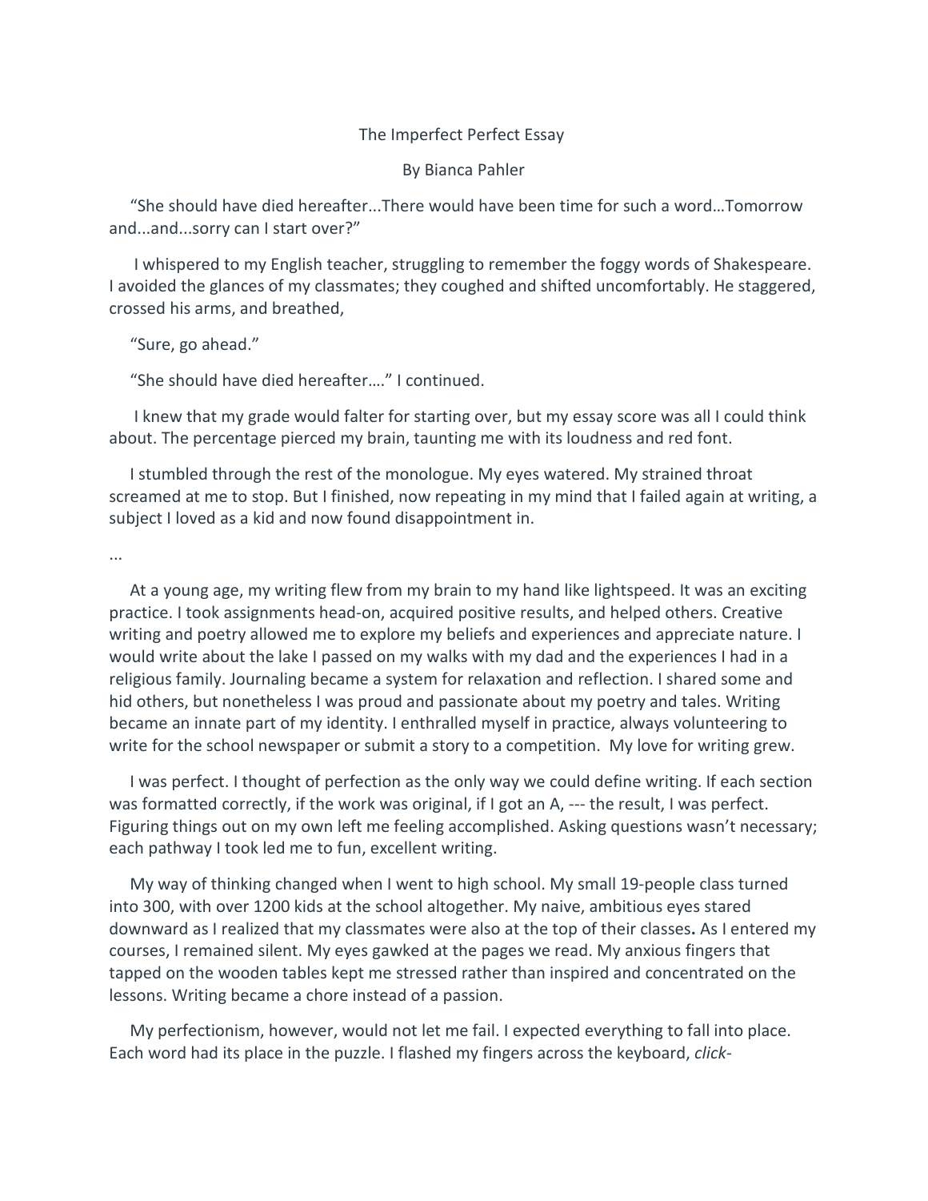# The Imperfect Perfect Essay

By Bianca Pahler

"She should have died hereafter...There would have been time for such a word…Tomorrow and...and...sorry can I start over?"

I whispered to my English teacher, struggling to remember the foggy words of Shakespeare. I avoided the glances of my classmates; they coughed and shifted uncomfortably. He staggered, crossed his arms, and breathed,

"Sure, go ahead."

"She should have died hereafter…." I continued.

I knew that my grade would falter for starting over, but my essay score was all I could think about. The percentage pierced my brain, taunting me with its loudness and red font.

I stumbled through the rest of the monologue. My eyes watered. My strained throat screamed at me to stop. But I finished, now repeating in my mind that I failed again at writing, a subject I loved as a kid and now found disappointment in.

...

At a young age, my writing flew from my brain to my hand like lightspeed. It was an exciting practice. I took assignments head-on, acquired positive results, and helped others. Creative writing and poetry allowed me to explore my beliefs and experiences and appreciate nature. I would write about the lake I passed on my walks with my dad and the experiences I had in a religious family. Journaling became a system for relaxation and reflection. I shared some and hid others, but nonetheless I was proud and passionate about my poetry and tales. Writing became an innate part of my identity. I enthralled myself in practice, always volunteering to write for the school newspaper or submit a story to a competition. My love for writing grew.

I was perfect. I thought of perfection as the only way we could define writing. If each section was formatted correctly, if the work was original, if I got an A, --- the result, I was perfect. Figuring things out on my own left me feeling accomplished. Asking questions wasn't necessary; each pathway I took led me to fun, excellent writing.

My way of thinking changed when I went to high school. My small 19-people class turned into 300, with over 1200 kids at the school altogether. My naive, ambitious eyes stared downward as I realized that my classmates were also at the top of their classes**.** As I entered my courses, I remained silent. My eyes gawked at the pages we read. My anxious fingers that tapped on the wooden tables kept me stressed rather than inspired and concentrated on the lessons. Writing became a chore instead of a passion.

My perfectionism, however, would not let me fail. I expected everything to fall into place. Each word had its place in the puzzle. I flashed my fingers across the keyboard, *click-*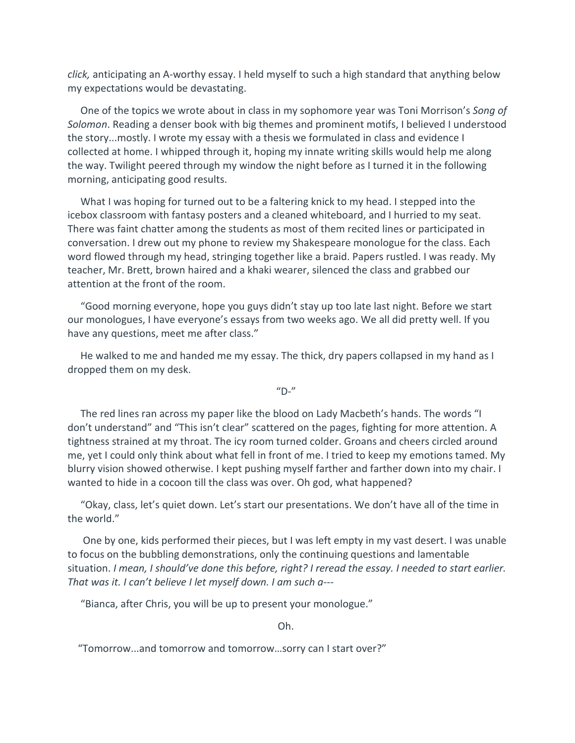*click,* anticipating an A-worthy essay. I held myself to such a high standard that anything below my expectations would be devastating.

One of the topics we wrote about in class in my sophomore year was Toni Morrison's *Song of Solomon*. Reading a denser book with big themes and prominent motifs, I believed I understood the story...mostly. I wrote my essay with a thesis we formulated in class and evidence I collected at home. I whipped through it, hoping my innate writing skills would help me along the way. Twilight peered through my window the night before as I turned it in the following morning, anticipating good results.

What I was hoping for turned out to be a faltering knick to my head. I stepped into the icebox classroom with fantasy posters and a cleaned whiteboard, and I hurried to my seat. There was faint chatter among the students as most of them recited lines or participated in conversation. I drew out my phone to review my Shakespeare monologue for the class. Each word flowed through my head, stringing together like a braid. Papers rustled. I was ready. My teacher, Mr. Brett, brown haired and a khaki wearer, silenced the class and grabbed our attention at the front of the room.

"Good morning everyone, hope you guys didn't stay up too late last night. Before we start our monologues, I have everyone's essays from two weeks ago. We all did pretty well. If you have any questions, meet me after class."

He walked to me and handed me my essay. The thick, dry papers collapsed in my hand as I dropped them on my desk.

"D-"

The red lines ran across my paper like the blood on Lady Macbeth's hands. The words "I don't understand" and "This isn't clear" scattered on the pages, fighting for more attention. A tightness strained at my throat. The icy room turned colder. Groans and cheers circled around me, yet I could only think about what fell in front of me. I tried to keep my emotions tamed. My blurry vision showed otherwise. I kept pushing myself farther and farther down into my chair. I wanted to hide in a cocoon till the class was over. Oh god, what happened?

"Okay, class, let's quiet down. Let's start our presentations. We don't have all of the time in the world."

One by one, kids performed their pieces, but I was left empty in my vast desert. I was unable to focus on the bubbling demonstrations, only the continuing questions and lamentable situation. *I mean, I should've done this before, right? I reread the essay. I needed to start earlier. That was it. I can't believe I let myself down. I am such a---*

"Bianca, after Chris, you will be up to present your monologue."

Oh.

"Tomorrow...and tomorrow and tomorrow…sorry can I start over?"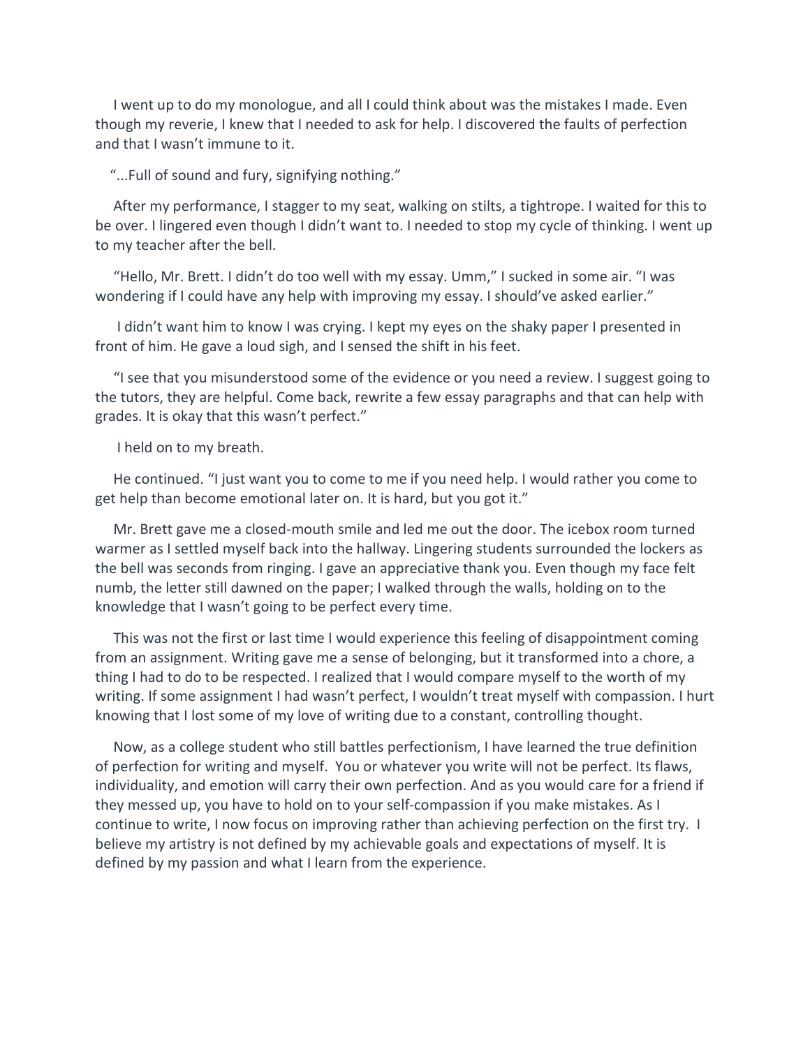I went up to do my monologue, and all I could think about was the mistakes I made. Even though my reverie, I knew that I needed to ask for help. I discovered the faults of perfection and that I wasn't immune to it.

"...Full of sound and fury, signifying nothing."

After my performance, I stagger to my seat, walking on stilts, a tightrope. I waited for this to be over. I lingered even though I didn't want to. I needed to stop my cycle of thinking. I went up to my teacher after the bell.

"Hello, Mr. Brett. I didn't do too well with my essay. Umm," I sucked in some air. "I was wondering if I could have any help with improving my essay. I should've asked earlier."

I didn't want him to know I was crying. I kept my eyes on the shaky paper I presented in front of him. He gave a loud sigh, and I sensed the shift in his feet.

"I see that you misunderstood some of the evidence or you need a review. I suggest going to the tutors, they are helpful. Come back, rewrite a few essay paragraphs and that can help with grades. It is okay that this wasn't perfect."

I held on to my breath.

He continued. "I just want you to come to me if you need help. I would rather you come to get help than become emotional later on. It is hard, but you got it."

Mr. Brett gave me a closed-mouth smile and led me out the door. The icebox room turned warmer as I settled myself back into the hallway. Lingering students surrounded the lockers as the bell was seconds from ringing. I gave an appreciative thank you. Even though my face felt numb, the letter still dawned on the paper; I walked through the walls, holding on to the knowledge that I wasn't going to be perfect every time.

This was not the first or last time I would experience this feeling of disappointment coming from an assignment. Writing gave me a sense of belonging, but it transformed into a chore, a thing I had to do to be respected. I realized that I would compare myself to the worth of my writing. If some assignment I had wasn't perfect, I wouldn't treat myself with compassion. I hurt knowing that I lost some of my love of writing due to a constant, controlling thought.

Now, as a college student who still battles perfectionism, I have learned the true definition of perfection for writing and myself. You or whatever you write will not be perfect. Its flaws, individuality, and emotion will carry their own perfection. And as you would care for a friend if they messed up, you have to hold on to your self-compassion if you make mistakes. As I continue to write, I now focus on improving rather than achieving perfection on the first try. I believe my artistry is not defined by my achievable goals and expectations of myself. It is defined by my passion and what I learn from the experience.